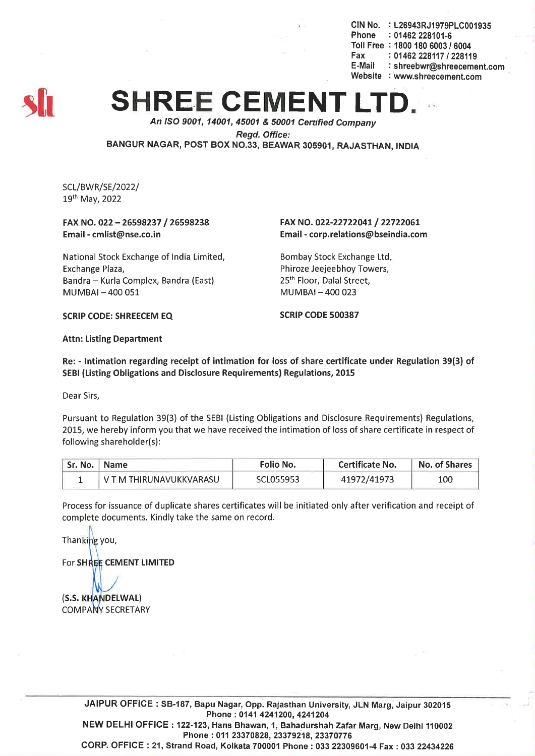CIN No. : L26943RJ1979PLC001935
Phone : 01462 228101-6
Toll Free : 1800 180 6003 / 6004
Fax : 01462 228117 / 228119
E-Mail : shreebwr@shreecement.com
Website : www.shreecement.com

# SHREE CEMENT LTD.

*An ISO 9001, 14001, 45001 & 50001 Certified Company*

*Regd. Office:*

BANGUR NAGAR, POST BOX NO.33, BEAWAR 305901, RAJASTHAN, INDIA

SCL/BWR/SE/2022/
19th May, 2022

**FAX NO. 022 – 26598237 / 26598238**
**Email - cmlist@nse.co.in**

National Stock Exchange of India Limited,
Exchange Plaza,
Bandra – Kurla Complex, Bandra (East)
MUMBAI – 400 051

**SCRIP CODE: SHREECEM EQ**

**FAX NO. 022-22722041 / 22722061**
**Email - corp.relations@bseindia.com**

Bombay Stock Exchange Ltd.
Phiroze Jeejeebhoy Towers,
25th Floor, Dalal Street,
MUMBAI – 400 023

**SCRIP CODE 500387**

**Attn: Listing Department**

**Re: - Intimation regarding receipt of intimation for loss of share certificate under Regulation 39(3) of SEBI (Listing Obligations and Disclosure Requirements) Regulations, 2015**

Dear Sirs,

Pursuant to Regulation 39(3) of the SEBI (Listing Obligations and Disclosure Requirements) Regulations, 2015, we hereby inform you that we have received the intimation of loss of share certificate in respect of following shareholder(s):

| Sr. No. | Name | Folio No. | Certificate No. | No. of Shares |
|---|---|---|---|---|
| 1 | V T M THIRUNAVUKKVARASU | SCL055953 | 41972/41973 | 100 |

Process for issuance of duplicate shares certificates will be initiated only after verification and receipt of complete documents. Kindly take the same on record.

Thanking you,

For **SHREE CEMENT LIMITED**

**(S.S. KHANDELWAL)**
COMPANY SECRETARY

JAIPUR OFFICE : SB-187, Bapu Nagar, Opp. Rajasthan University, JLN Marg, Jaipur 302015
Phone : 0141 4241200, 4241204
NEW DELHI OFFICE : 122-123, Hans Bhawan, 1, Bahadurshah Zafar Marg, New Delhi 110002
Phone : 011 23370828, 23379218, 23370776
CORP. OFFICE : 21, Strand Road, Kolkata 700001 Phone : 033 22309601-4 Fax : 033 22434226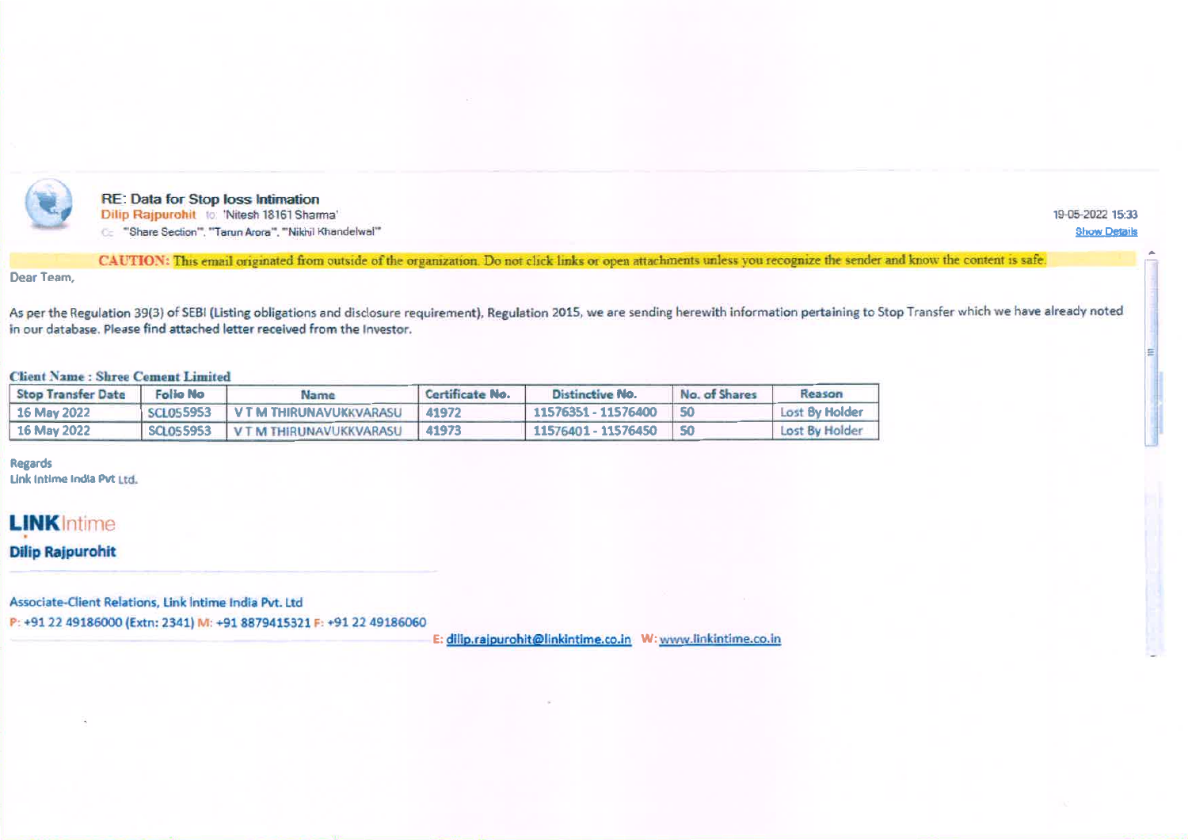**RE: Data for Stop loss Intimation**

Dilip Rajpurohit to: 'Nitesh 18161 Sharma'

19-05-2022 15:33

Cc: "Share Section", "Tarun Arora", "Nikhil Khandelwal"

Show Details

CAUTION: This email originated from outside of the organization. Do not click links or open attachments unless you recognize the sender and know the content is safe.

Dear Team,

As per the Regulation 39(3) of SEBI (Listing obligations and disclosure requirement), Regulation 2015, we are sending herewith information pertaining to Stop Transfer which we have already noted in our database. Please find attached letter received from the Investor.

**Client Name : Shree Cement Limited**

| Stop Transfer Date | Folio No | Name | Certificate No. | Distinctive No. | No. of Shares | Reason |
|---|---|---|---|---|---|---|
| 16 May 2022 | SCL055953 | V T M THIRUNAVUKKVARASU | 41972 | 11576351 - 11576400 | 50 | Lost By Holder |
| 16 May 2022 | SCL055953 | V T M THIRUNAVUKKVARASU | 41973 | 11576401 - 11576450 | 50 | Lost By Holder |

Regards
Link Intime India Pvt Ltd.

**LINK**Intime

**Dilip Rajpurohit**

Associate-Client Relations, Link Intime India Pvt. Ltd

P: +91 22 49186000 (Extn: 2341) M: +91 8879415321 F: +91 22 49186060

E: dilip.rajpurohit@linkintime.co.in W: www.linkintime.co.in